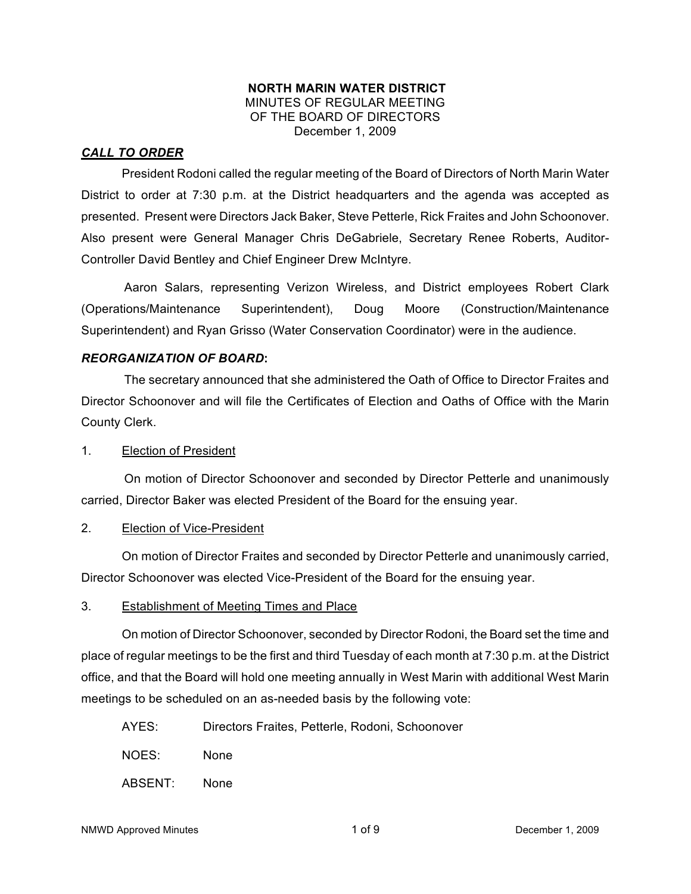**NORTH MARIN WATER DISTRICT**
MINUTES OF REGULAR MEETING
OF THE BOARD OF DIRECTORS
December 1, 2009

***CALL TO ORDER***

President Rodoni called the regular meeting of the Board of Directors of North Marin Water District to order at 7:30 p.m. at the District headquarters and the agenda was accepted as presented. Present were Directors Jack Baker, Steve Petterle, Rick Fraites and John Schoonover. Also present were General Manager Chris DeGabriele, Secretary Renee Roberts, Auditor-Controller David Bentley and Chief Engineer Drew McIntyre.

Aaron Salars, representing Verizon Wireless, and District employees Robert Clark (Operations/Maintenance Superintendent), Doug Moore (Construction/Maintenance Superintendent) and Ryan Grisso (Water Conservation Coordinator) were in the audience.

***REORGANIZATION OF BOARD*:**

The secretary announced that she administered the Oath of Office to Director Fraites and Director Schoonover and will file the Certificates of Election and Oaths of Office with the Marin County Clerk.

1. Election of President

On motion of Director Schoonover and seconded by Director Petterle and unanimously carried, Director Baker was elected President of the Board for the ensuing year.

2. Election of Vice-President

On motion of Director Fraites and seconded by Director Petterle and unanimously carried, Director Schoonover was elected Vice-President of the Board for the ensuing year.

3. Establishment of Meeting Times and Place

On motion of Director Schoonover, seconded by Director Rodoni, the Board set the time and place of regular meetings to be the first and third Tuesday of each month at 7:30 p.m. at the District office, and that the Board will hold one meeting annually in West Marin with additional West Marin meetings to be scheduled on an as-needed basis by the following vote:

AYES: Directors Fraites, Petterle, Rodoni, Schoonover

NOES: None

ABSENT: None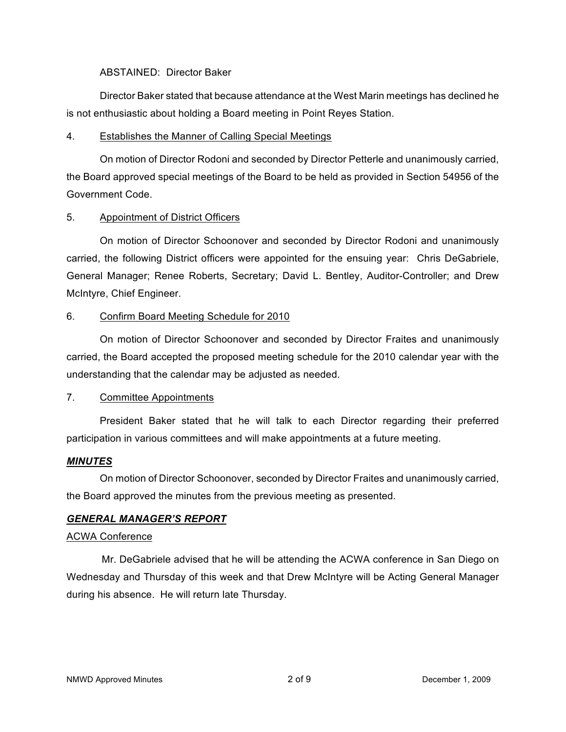ABSTAINED: Director Baker

Director Baker stated that because attendance at the West Marin meetings has declined he is not enthusiastic about holding a Board meeting in Point Reyes Station.

4. Establishes the Manner of Calling Special Meetings

On motion of Director Rodoni and seconded by Director Petterle and unanimously carried, the Board approved special meetings of the Board to be held as provided in Section 54956 of the Government Code.

5. Appointment of District Officers

On motion of Director Schoonover and seconded by Director Rodoni and unanimously carried, the following District officers were appointed for the ensuing year: Chris DeGabriele, General Manager; Renee Roberts, Secretary; David L. Bentley, Auditor-Controller; and Drew McIntyre, Chief Engineer.

6. Confirm Board Meeting Schedule for 2010

On motion of Director Schoonover and seconded by Director Fraites and unanimously carried, the Board accepted the proposed meeting schedule for the 2010 calendar year with the understanding that the calendar may be adjusted as needed.

7. Committee Appointments

President Baker stated that he will talk to each Director regarding their preferred participation in various committees and will make appointments at a future meeting.

***MINUTES***

On motion of Director Schoonover, seconded by Director Fraites and unanimously carried, the Board approved the minutes from the previous meeting as presented.

***GENERAL MANAGER'S REPORT***

ACWA Conference

Mr. DeGabriele advised that he will be attending the ACWA conference in San Diego on Wednesday and Thursday of this week and that Drew McIntyre will be Acting General Manager during his absence. He will return late Thursday.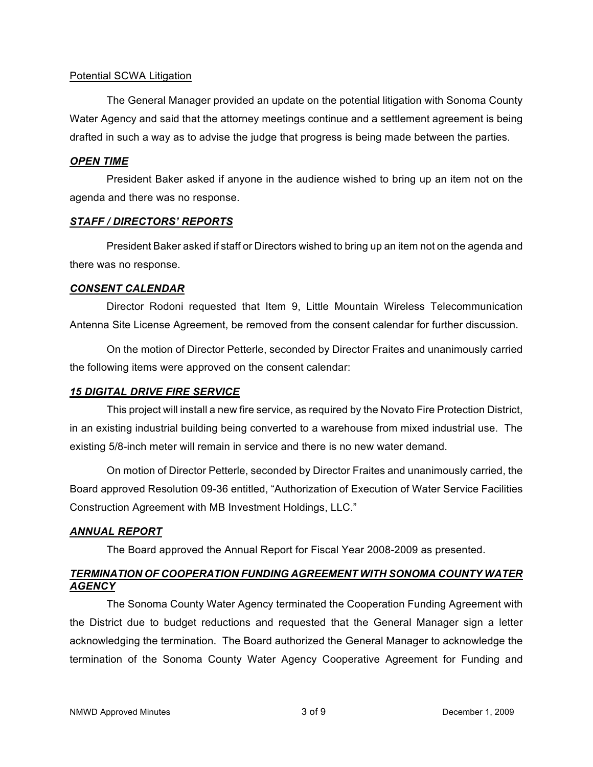Potential SCWA Litigation

The General Manager provided an update on the potential litigation with Sonoma County Water Agency and said that the attorney meetings continue and a settlement agreement is being drafted in such a way as to advise the judge that progress is being made between the parties.

***OPEN TIME***

President Baker asked if anyone in the audience wished to bring up an item not on the agenda and there was no response.

***STAFF / DIRECTORS' REPORTS***

President Baker asked if staff or Directors wished to bring up an item not on the agenda and there was no response.

***CONSENT CALENDAR***

Director Rodoni requested that Item 9, Little Mountain Wireless Telecommunication Antenna Site License Agreement, be removed from the consent calendar for further discussion.

On the motion of Director Petterle, seconded by Director Fraites and unanimously carried the following items were approved on the consent calendar:

***15 DIGITAL DRIVE FIRE SERVICE***

This project will install a new fire service, as required by the Novato Fire Protection District, in an existing industrial building being converted to a warehouse from mixed industrial use. The existing 5/8-inch meter will remain in service and there is no new water demand.

On motion of Director Petterle, seconded by Director Fraites and unanimously carried, the Board approved Resolution 09-36 entitled, "Authorization of Execution of Water Service Facilities Construction Agreement with MB Investment Holdings, LLC."

***ANNUAL REPORT***

The Board approved the Annual Report for Fiscal Year 2008-2009 as presented.

***TERMINATION OF COOPERATION FUNDING AGREEMENT WITH SONOMA COUNTY WATER AGENCY***

The Sonoma County Water Agency terminated the Cooperation Funding Agreement with the District due to budget reductions and requested that the General Manager sign a letter acknowledging the termination. The Board authorized the General Manager to acknowledge the termination of the Sonoma County Water Agency Cooperative Agreement for Funding and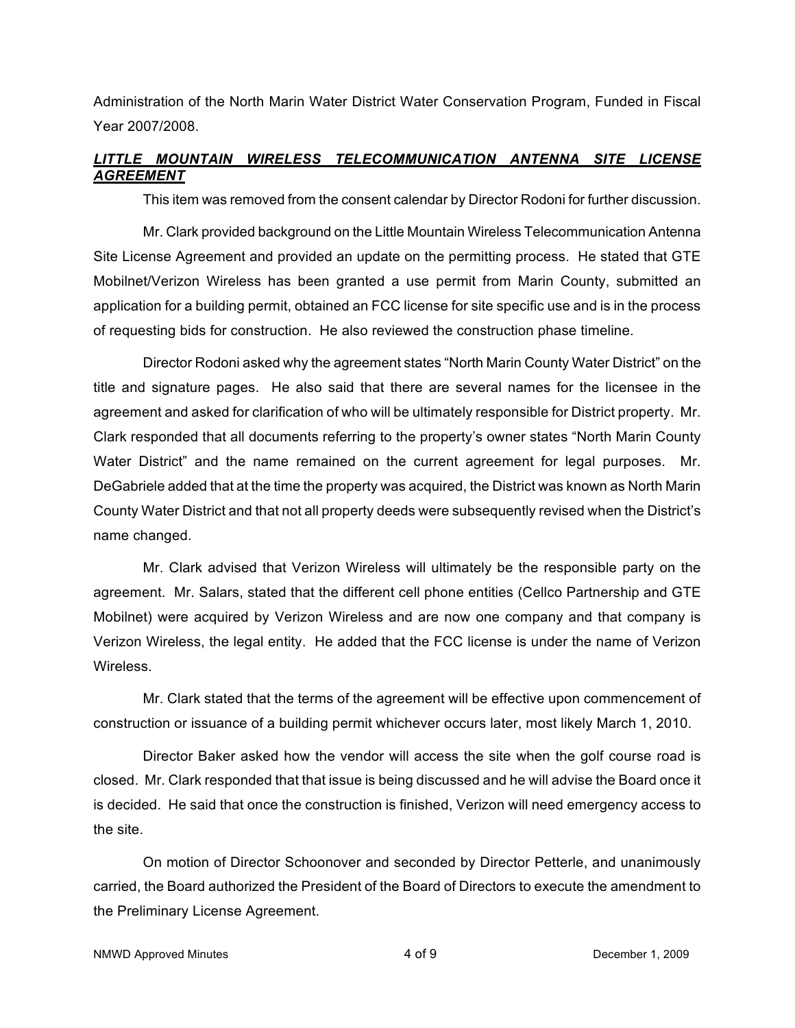Administration of the North Marin Water District Water Conservation Program, Funded in Fiscal Year 2007/2008.

***LITTLE MOUNTAIN WIRELESS TELECOMMUNICATION ANTENNA SITE LICENSE AGREEMENT***

This item was removed from the consent calendar by Director Rodoni for further discussion.

Mr. Clark provided background on the Little Mountain Wireless Telecommunication Antenna Site License Agreement and provided an update on the permitting process. He stated that GTE Mobilnet/Verizon Wireless has been granted a use permit from Marin County, submitted an application for a building permit, obtained an FCC license for site specific use and is in the process of requesting bids for construction. He also reviewed the construction phase timeline.

Director Rodoni asked why the agreement states "North Marin County Water District" on the title and signature pages. He also said that there are several names for the licensee in the agreement and asked for clarification of who will be ultimately responsible for District property. Mr. Clark responded that all documents referring to the property's owner states "North Marin County Water District" and the name remained on the current agreement for legal purposes. Mr. DeGabriele added that at the time the property was acquired, the District was known as North Marin County Water District and that not all property deeds were subsequently revised when the District's name changed.

Mr. Clark advised that Verizon Wireless will ultimately be the responsible party on the agreement. Mr. Salars, stated that the different cell phone entities (Cellco Partnership and GTE Mobilnet) were acquired by Verizon Wireless and are now one company and that company is Verizon Wireless, the legal entity. He added that the FCC license is under the name of Verizon Wireless.

Mr. Clark stated that the terms of the agreement will be effective upon commencement of construction or issuance of a building permit whichever occurs later, most likely March 1, 2010.

Director Baker asked how the vendor will access the site when the golf course road is closed. Mr. Clark responded that that issue is being discussed and he will advise the Board once it is decided. He said that once the construction is finished, Verizon will need emergency access to the site.

On motion of Director Schoonover and seconded by Director Petterle, and unanimously carried, the Board authorized the President of the Board of Directors to execute the amendment to the Preliminary License Agreement.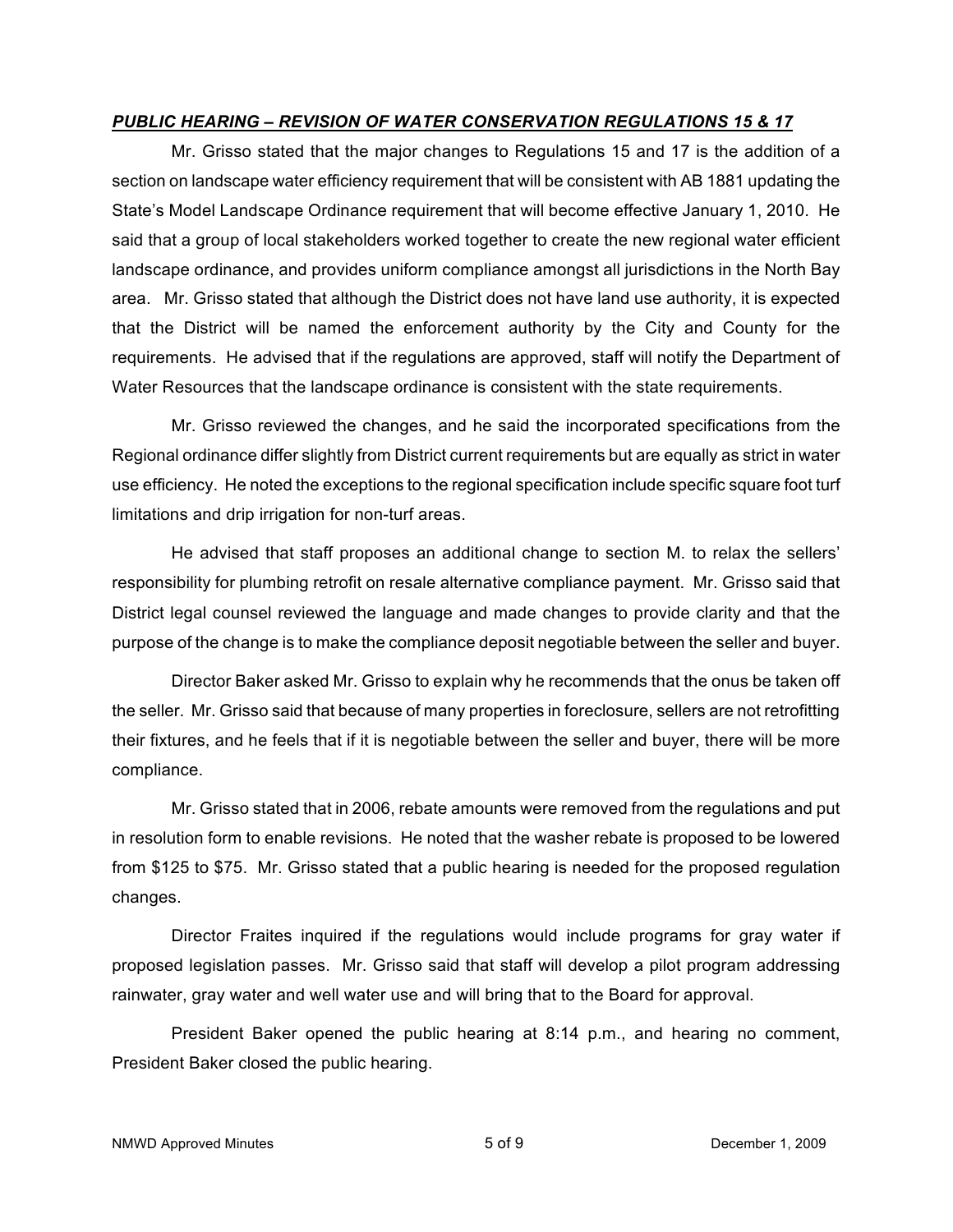## ***PUBLIC HEARING – REVISION OF WATER CONSERVATION REGULATIONS 15 & 17***

Mr. Grisso stated that the major changes to Regulations 15 and 17 is the addition of a section on landscape water efficiency requirement that will be consistent with AB 1881 updating the State's Model Landscape Ordinance requirement that will become effective January 1, 2010. He said that a group of local stakeholders worked together to create the new regional water efficient landscape ordinance, and provides uniform compliance amongst all jurisdictions in the North Bay area. Mr. Grisso stated that although the District does not have land use authority, it is expected that the District will be named the enforcement authority by the City and County for the requirements. He advised that if the regulations are approved, staff will notify the Department of Water Resources that the landscape ordinance is consistent with the state requirements.

Mr. Grisso reviewed the changes, and he said the incorporated specifications from the Regional ordinance differ slightly from District current requirements but are equally as strict in water use efficiency. He noted the exceptions to the regional specification include specific square foot turf limitations and drip irrigation for non-turf areas.

He advised that staff proposes an additional change to section M. to relax the sellers' responsibility for plumbing retrofit on resale alternative compliance payment. Mr. Grisso said that District legal counsel reviewed the language and made changes to provide clarity and that the purpose of the change is to make the compliance deposit negotiable between the seller and buyer.

Director Baker asked Mr. Grisso to explain why he recommends that the onus be taken off the seller. Mr. Grisso said that because of many properties in foreclosure, sellers are not retrofitting their fixtures, and he feels that if it is negotiable between the seller and buyer, there will be more compliance.

Mr. Grisso stated that in 2006, rebate amounts were removed from the regulations and put in resolution form to enable revisions. He noted that the washer rebate is proposed to be lowered from $125 to $75. Mr. Grisso stated that a public hearing is needed for the proposed regulation changes.

Director Fraites inquired if the regulations would include programs for gray water if proposed legislation passes. Mr. Grisso said that staff will develop a pilot program addressing rainwater, gray water and well water use and will bring that to the Board for approval.

President Baker opened the public hearing at 8:14 p.m., and hearing no comment, President Baker closed the public hearing.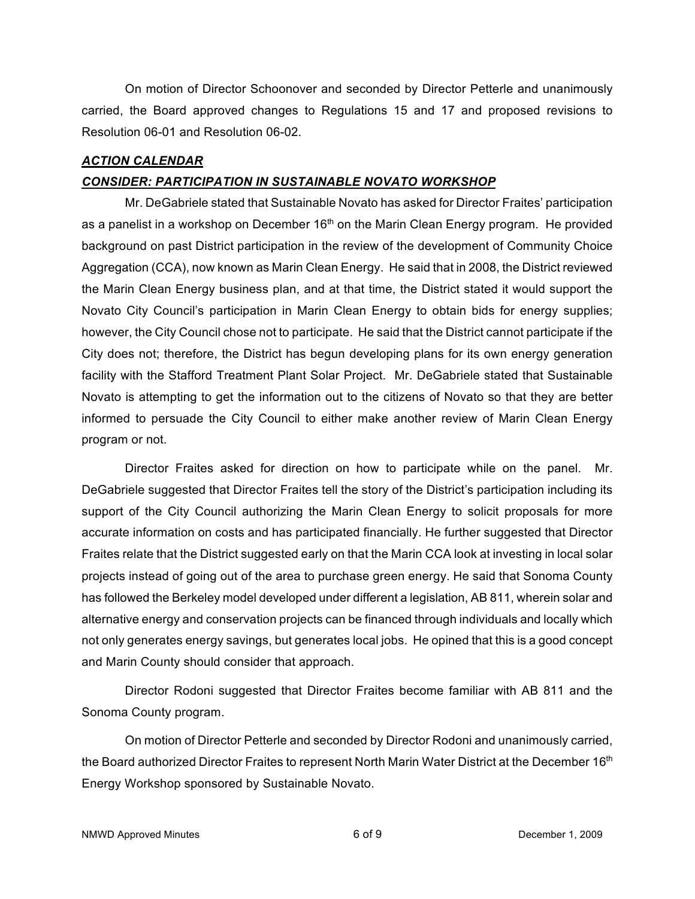On motion of Director Schoonover and seconded by Director Petterle and unanimously carried, the Board approved changes to Regulations 15 and 17 and proposed revisions to Resolution 06-01 and Resolution 06-02.

## ***ACTION CALENDAR***

### ***CONSIDER: PARTICIPATION IN SUSTAINABLE NOVATO WORKSHOP***

Mr. DeGabriele stated that Sustainable Novato has asked for Director Fraites' participation as a panelist in a workshop on December 16th on the Marin Clean Energy program. He provided background on past District participation in the review of the development of Community Choice Aggregation (CCA), now known as Marin Clean Energy. He said that in 2008, the District reviewed the Marin Clean Energy business plan, and at that time, the District stated it would support the Novato City Council's participation in Marin Clean Energy to obtain bids for energy supplies; however, the City Council chose not to participate. He said that the District cannot participate if the City does not; therefore, the District has begun developing plans for its own energy generation facility with the Stafford Treatment Plant Solar Project. Mr. DeGabriele stated that Sustainable Novato is attempting to get the information out to the citizens of Novato so that they are better informed to persuade the City Council to either make another review of Marin Clean Energy program or not.

Director Fraites asked for direction on how to participate while on the panel. Mr. DeGabriele suggested that Director Fraites tell the story of the District's participation including its support of the City Council authorizing the Marin Clean Energy to solicit proposals for more accurate information on costs and has participated financially. He further suggested that Director Fraites relate that the District suggested early on that the Marin CCA look at investing in local solar projects instead of going out of the area to purchase green energy. He said that Sonoma County has followed the Berkeley model developed under different a legislation, AB 811, wherein solar and alternative energy and conservation projects can be financed through individuals and locally which not only generates energy savings, but generates local jobs. He opined that this is a good concept and Marin County should consider that approach.

Director Rodoni suggested that Director Fraites become familiar with AB 811 and the Sonoma County program.

On motion of Director Petterle and seconded by Director Rodoni and unanimously carried, the Board authorized Director Fraites to represent North Marin Water District at the December 16th Energy Workshop sponsored by Sustainable Novato.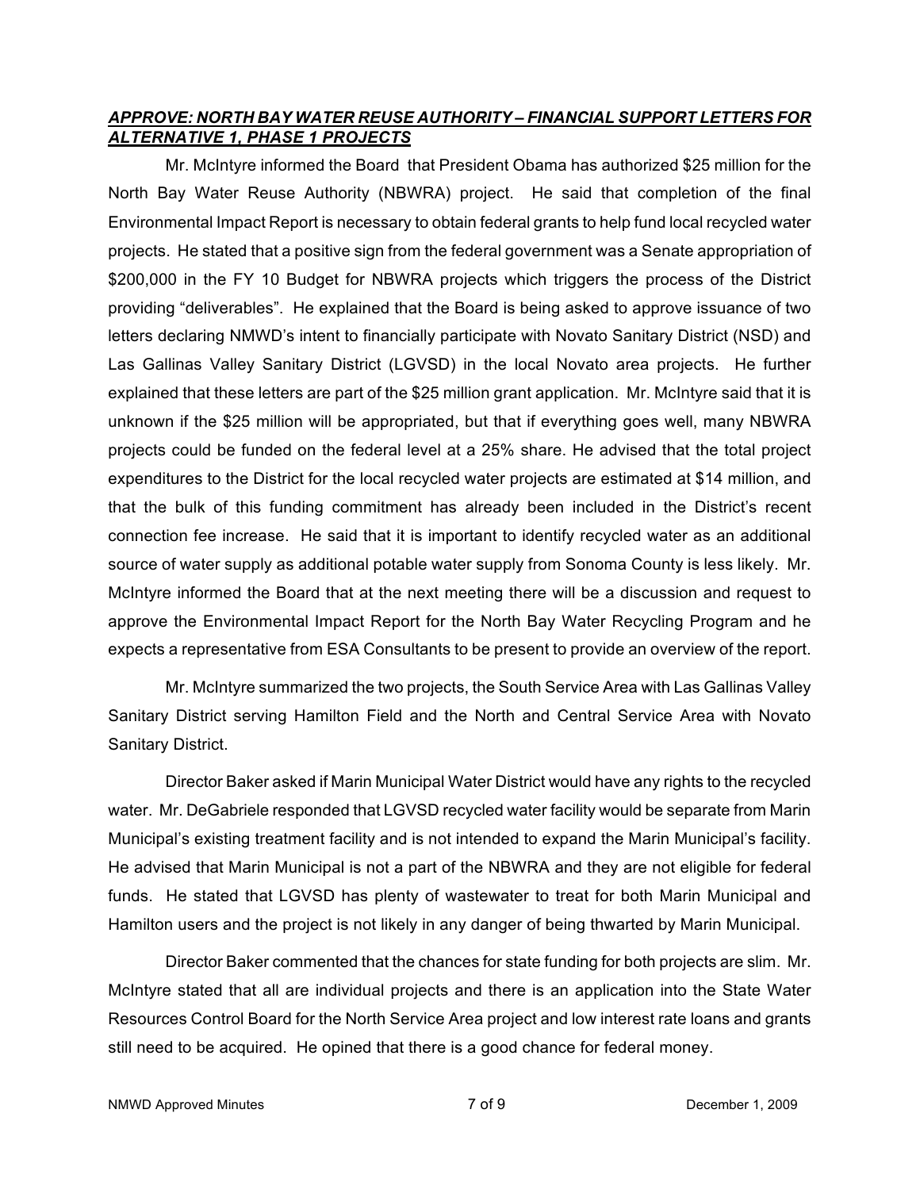***APPROVE: NORTH BAY WATER REUSE AUTHORITY – FINANCIAL SUPPORT LETTERS FOR ALTERNATIVE 1, PHASE 1 PROJECTS***

Mr. McIntyre informed the Board that President Obama has authorized $25 million for the North Bay Water Reuse Authority (NBWRA) project. He said that completion of the final Environmental Impact Report is necessary to obtain federal grants to help fund local recycled water projects. He stated that a positive sign from the federal government was a Senate appropriation of $200,000 in the FY 10 Budget for NBWRA projects which triggers the process of the District providing "deliverables". He explained that the Board is being asked to approve issuance of two letters declaring NMWD's intent to financially participate with Novato Sanitary District (NSD) and Las Gallinas Valley Sanitary District (LGVSD) in the local Novato area projects. He further explained that these letters are part of the $25 million grant application. Mr. McIntyre said that it is unknown if the $25 million will be appropriated, but that if everything goes well, many NBWRA projects could be funded on the federal level at a 25% share. He advised that the total project expenditures to the District for the local recycled water projects are estimated at $14 million, and that the bulk of this funding commitment has already been included in the District's recent connection fee increase. He said that it is important to identify recycled water as an additional source of water supply as additional potable water supply from Sonoma County is less likely. Mr. McIntyre informed the Board that at the next meeting there will be a discussion and request to approve the Environmental Impact Report for the North Bay Water Recycling Program and he expects a representative from ESA Consultants to be present to provide an overview of the report.

Mr. McIntyre summarized the two projects, the South Service Area with Las Gallinas Valley Sanitary District serving Hamilton Field and the North and Central Service Area with Novato Sanitary District.

Director Baker asked if Marin Municipal Water District would have any rights to the recycled water. Mr. DeGabriele responded that LGVSD recycled water facility would be separate from Marin Municipal's existing treatment facility and is not intended to expand the Marin Municipal's facility. He advised that Marin Municipal is not a part of the NBWRA and they are not eligible for federal funds. He stated that LGVSD has plenty of wastewater to treat for both Marin Municipal and Hamilton users and the project is not likely in any danger of being thwarted by Marin Municipal.

Director Baker commented that the chances for state funding for both projects are slim. Mr. McIntyre stated that all are individual projects and there is an application into the State Water Resources Control Board for the North Service Area project and low interest rate loans and grants still need to be acquired. He opined that there is a good chance for federal money.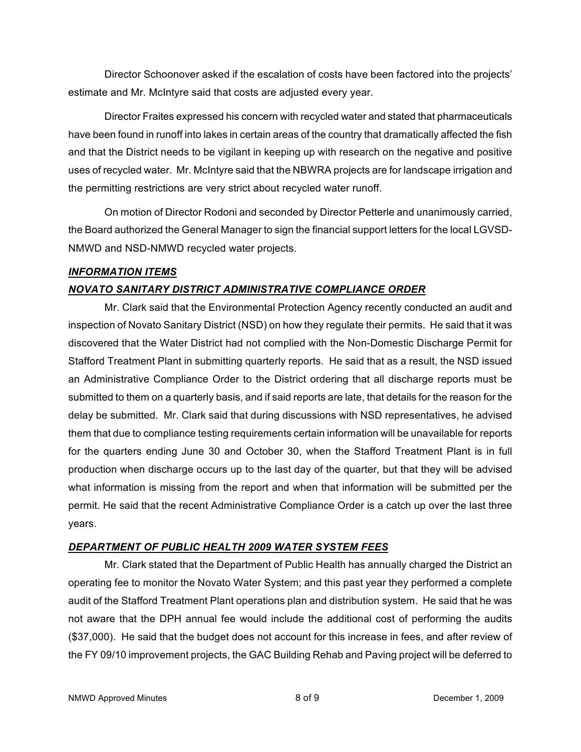Director Schoonover asked if the escalation of costs have been factored into the projects' estimate and Mr. McIntyre said that costs are adjusted every year.

Director Fraites expressed his concern with recycled water and stated that pharmaceuticals have been found in runoff into lakes in certain areas of the country that dramatically affected the fish and that the District needs to be vigilant in keeping up with research on the negative and positive uses of recycled water. Mr. McIntyre said that the NBWRA projects are for landscape irrigation and the permitting restrictions are very strict about recycled water runoff.

On motion of Director Rodoni and seconded by Director Petterle and unanimously carried, the Board authorized the General Manager to sign the financial support letters for the local LGVSD-NMWD and NSD-NMWD recycled water projects.

***INFORMATION ITEMS***

***NOVATO SANITARY DISTRICT ADMINISTRATIVE COMPLIANCE ORDER***

Mr. Clark said that the Environmental Protection Agency recently conducted an audit and inspection of Novato Sanitary District (NSD) on how they regulate their permits. He said that it was discovered that the Water District had not complied with the Non-Domestic Discharge Permit for Stafford Treatment Plant in submitting quarterly reports. He said that as a result, the NSD issued an Administrative Compliance Order to the District ordering that all discharge reports must be submitted to them on a quarterly basis, and if said reports are late, that details for the reason for the delay be submitted. Mr. Clark said that during discussions with NSD representatives, he advised them that due to compliance testing requirements certain information will be unavailable for reports for the quarters ending June 30 and October 30, when the Stafford Treatment Plant is in full production when discharge occurs up to the last day of the quarter, but that they will be advised what information is missing from the report and when that information will be submitted per the permit. He said that the recent Administrative Compliance Order is a catch up over the last three years.

***DEPARTMENT OF PUBLIC HEALTH 2009 WATER SYSTEM FEES***

Mr. Clark stated that the Department of Public Health has annually charged the District an operating fee to monitor the Novato Water System; and this past year they performed a complete audit of the Stafford Treatment Plant operations plan and distribution system. He said that he was not aware that the DPH annual fee would include the additional cost of performing the audits ($37,000). He said that the budget does not account for this increase in fees, and after review of the FY 09/10 improvement projects, the GAC Building Rehab and Paving project will be deferred to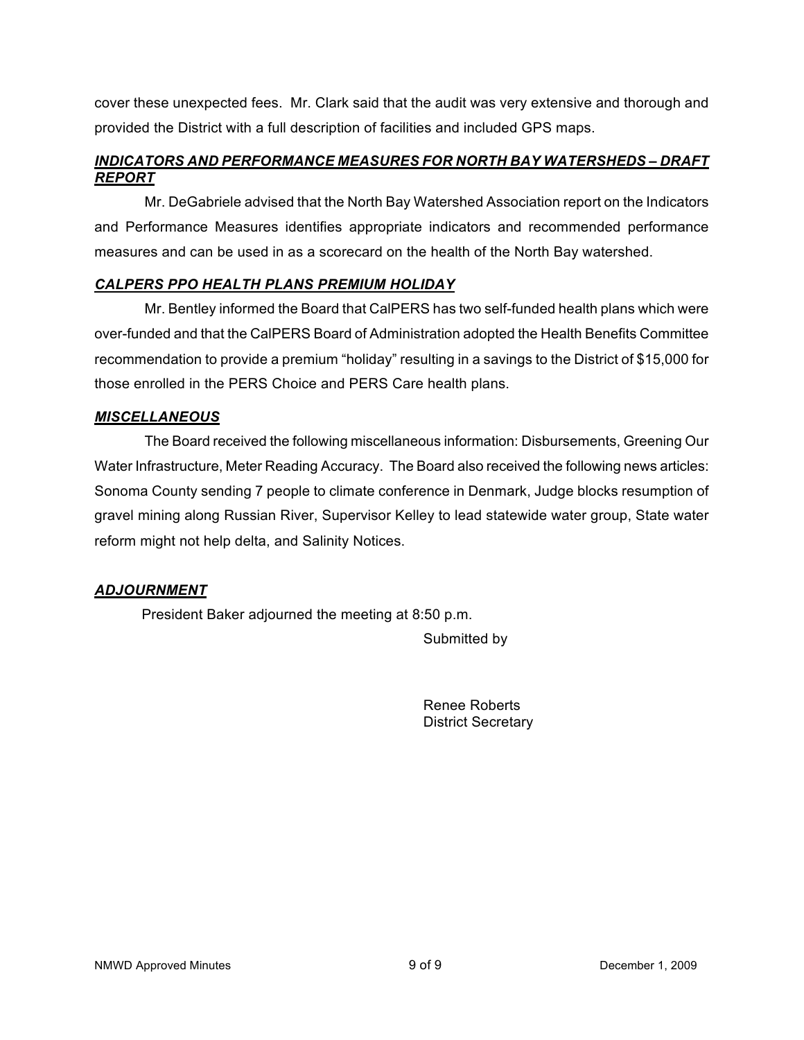cover these unexpected fees. Mr. Clark said that the audit was very extensive and thorough and provided the District with a full description of facilities and included GPS maps.

***INDICATORS AND PERFORMANCE MEASURES FOR NORTH BAY WATERSHEDS – DRAFT REPORT***

Mr. DeGabriele advised that the North Bay Watershed Association report on the Indicators and Performance Measures identifies appropriate indicators and recommended performance measures and can be used in as a scorecard on the health of the North Bay watershed.

***CALPERS PPO HEALTH PLANS PREMIUM HOLIDAY***

Mr. Bentley informed the Board that CalPERS has two self-funded health plans which were over-funded and that the CalPERS Board of Administration adopted the Health Benefits Committee recommendation to provide a premium "holiday" resulting in a savings to the District of $15,000 for those enrolled in the PERS Choice and PERS Care health plans.

***MISCELLANEOUS***

The Board received the following miscellaneous information: Disbursements, Greening Our Water Infrastructure, Meter Reading Accuracy. The Board also received the following news articles: Sonoma County sending 7 people to climate conference in Denmark, Judge blocks resumption of gravel mining along Russian River, Supervisor Kelley to lead statewide water group, State water reform might not help delta, and Salinity Notices.

***ADJOURNMENT***

President Baker adjourned the meeting at 8:50 p.m.

Submitted by

Renee Roberts
District Secretary